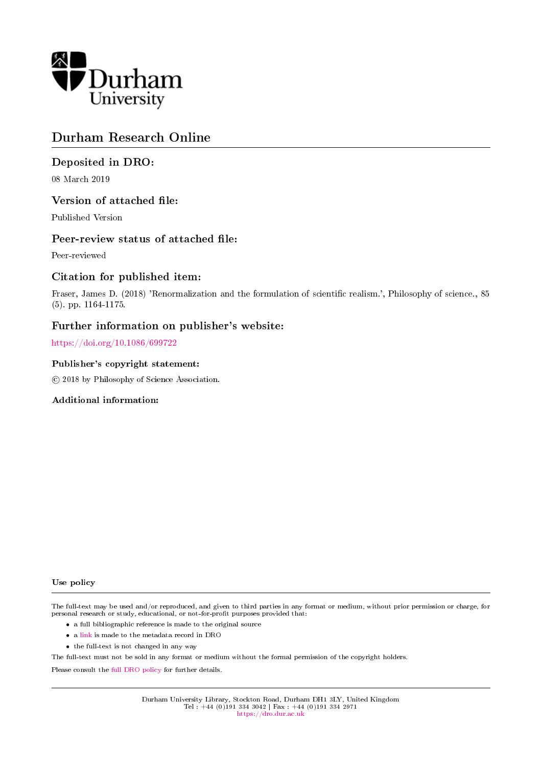Durham University

# Durham Research Online

## Deposited in DRO:

08 March 2019

## Version of attached file:

Published Version

## Peer-review status of attached file:

Peer-reviewed

## Citation for published item:

Fraser, James D. (2018) 'Renormalization and the formulation of scientific realism.', Philosophy of science., 85 (5). pp. 1164-1175.

## Further information on publisher's website:

https://doi.org/10.1086/699722

### Publisher's copyright statement:

© 2018 by Philosophy of Science Association.

### Additional information:

### Use policy

The full-text may be used and/or reproduced, and given to third parties in any format or medium, without prior permission or charge, for personal research or study, educational, or not-for-profit purposes provided that:

- a full bibliographic reference is made to the original source
- a link is made to the metadata record in DRO
- the full-text is not changed in any way

The full-text must not be sold in any format or medium without the formal permission of the copyright holders.

Please consult the full DRO policy for further details.

Durham University Library, Stockton Road, Durham DH1 3LY, United Kingdom
Tel : +44 (0)191 334 3042 | Fax : +44 (0)191 334 2971
https://dro.dur.ac.uk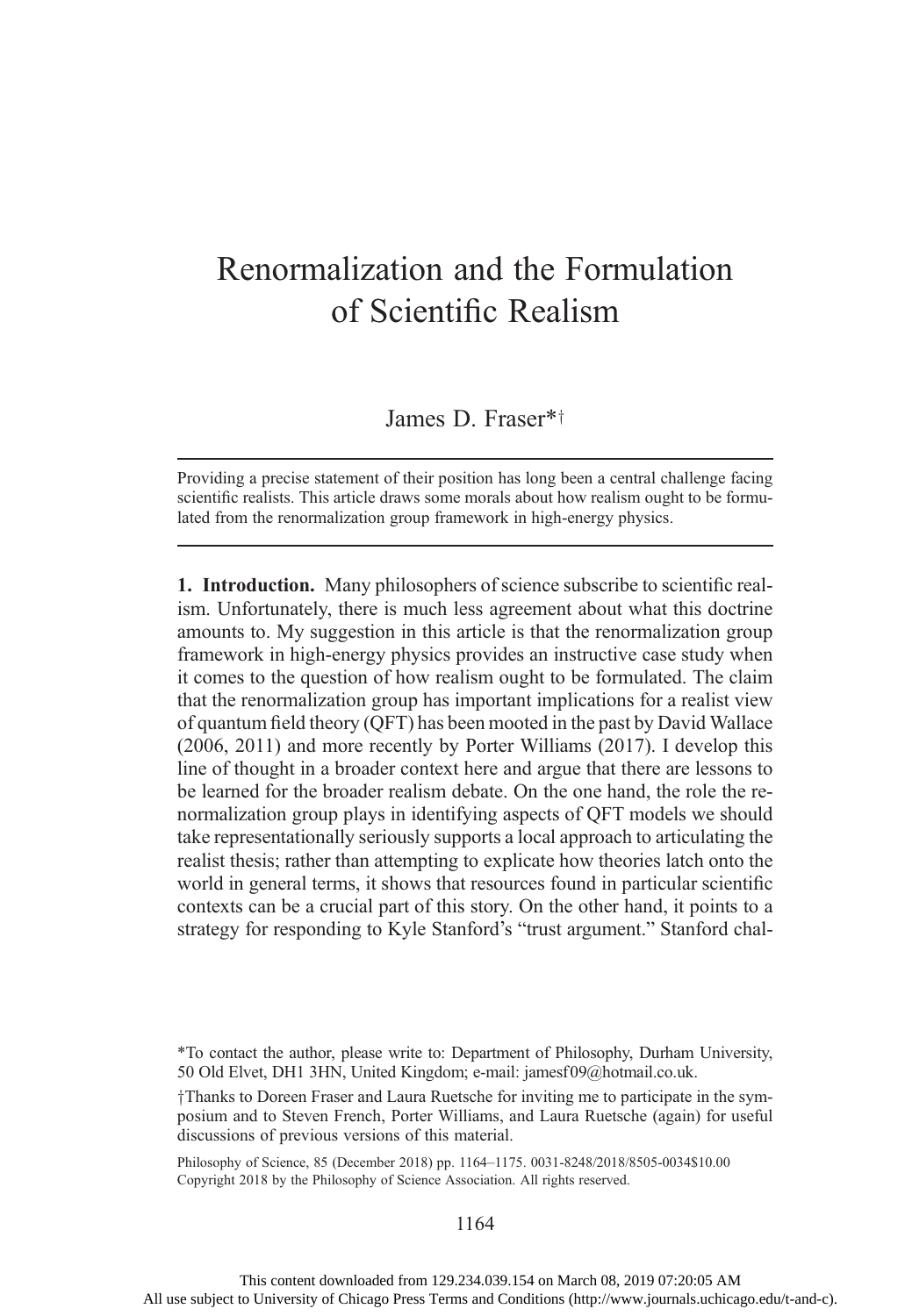# Renormalization and the Formulation of Scientific Realism

James D. Fraser*†

Providing a precise statement of their position has long been a central challenge facing scientific realists. This article draws some morals about how realism ought to be formulated from the renormalization group framework in high-energy physics.

**1. Introduction.** Many philosophers of science subscribe to scientific realism. Unfortunately, there is much less agreement about what this doctrine amounts to. My suggestion in this article is that the renormalization group framework in high-energy physics provides an instructive case study when it comes to the question of how realism ought to be formulated. The claim that the renormalization group has important implications for a realist view of quantum field theory (QFT) has been mooted in the past by David Wallace (2006, 2011) and more recently by Porter Williams (2017). I develop this line of thought in a broader context here and argue that there are lessons to be learned for the broader realism debate. On the one hand, the role the renormalization group plays in identifying aspects of QFT models we should take representationally seriously supports a local approach to articulating the realist thesis; rather than attempting to explicate how theories latch onto the world in general terms, it shows that resources found in particular scientific contexts can be a crucial part of this story. On the other hand, it points to a strategy for responding to Kyle Stanford's "trust argument." Stanford chal-

*To contact the author, please write to: Department of Philosophy, Durham University, 50 Old Elvet, DH1 3HN, United Kingdom; e-mail: jamesf09@hotmail.co.uk.

†Thanks to Doreen Fraser and Laura Ruetsche for inviting me to participate in the symposium and to Steven French, Porter Williams, and Laura Ruetsche (again) for useful discussions of previous versions of this material.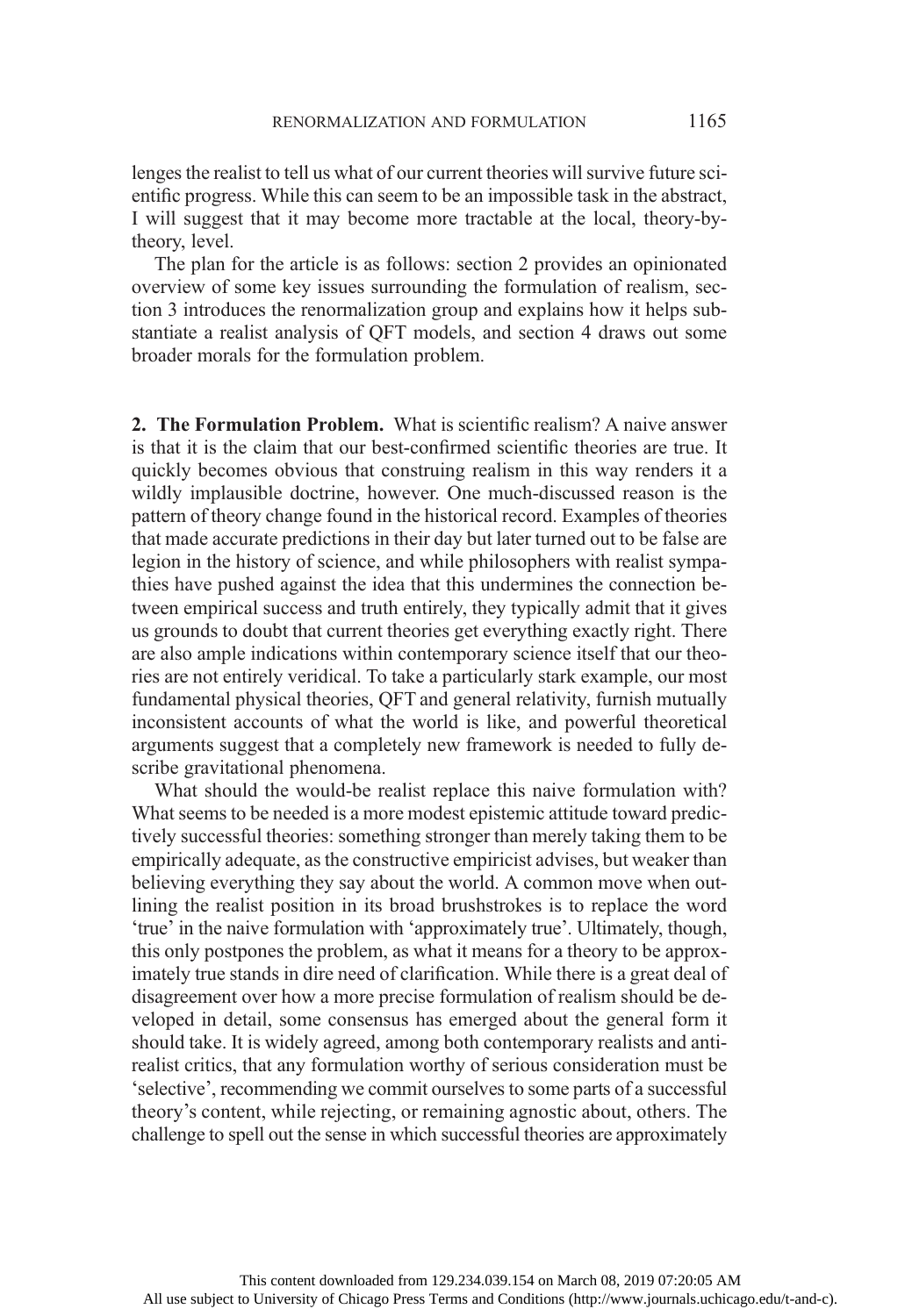lenges the realist to tell us what of our current theories will survive future scientific progress. While this can seem to be an impossible task in the abstract, I will suggest that it may become more tractable at the local, theory-by-theory, level.

The plan for the article is as follows: section 2 provides an opinionated overview of some key issues surrounding the formulation of realism, section 3 introduces the renormalization group and explains how it helps substantiate a realist analysis of QFT models, and section 4 draws out some broader morals for the formulation problem.

## 2. The Formulation Problem.

What is scientific realism? A naive answer is that it is the claim that our best-confirmed scientific theories are true. It quickly becomes obvious that construing realism in this way renders it a wildly implausible doctrine, however. One much-discussed reason is the pattern of theory change found in the historical record. Examples of theories that made accurate predictions in their day but later turned out to be false are legion in the history of science, and while philosophers with realist sympathies have pushed against the idea that this undermines the connection between empirical success and truth entirely, they typically admit that it gives us grounds to doubt that current theories get everything exactly right. There are also ample indications within contemporary science itself that our theories are not entirely veridical. To take a particularly stark example, our most fundamental physical theories, QFT and general relativity, furnish mutually inconsistent accounts of what the world is like, and powerful theoretical arguments suggest that a completely new framework is needed to fully describe gravitational phenomena.

What should the would-be realist replace this naive formulation with? What seems to be needed is a more modest epistemic attitude toward predictively successful theories: something stronger than merely taking them to be empirically adequate, as the constructive empiricist advises, but weaker than believing everything they say about the world. A common move when outlining the realist position in its broad brushstrokes is to replace the word 'true' in the naive formulation with 'approximately true'. Ultimately, though, this only postpones the problem, as what it means for a theory to be approximately true stands in dire need of clarification. While there is a great deal of disagreement over how a more precise formulation of realism should be developed in detail, some consensus has emerged about the general form it should take. It is widely agreed, among both contemporary realists and antirealist critics, that any formulation worthy of serious consideration must be 'selective', recommending we commit ourselves to some parts of a successful theory's content, while rejecting, or remaining agnostic about, others. The challenge to spell out the sense in which successful theories are approximately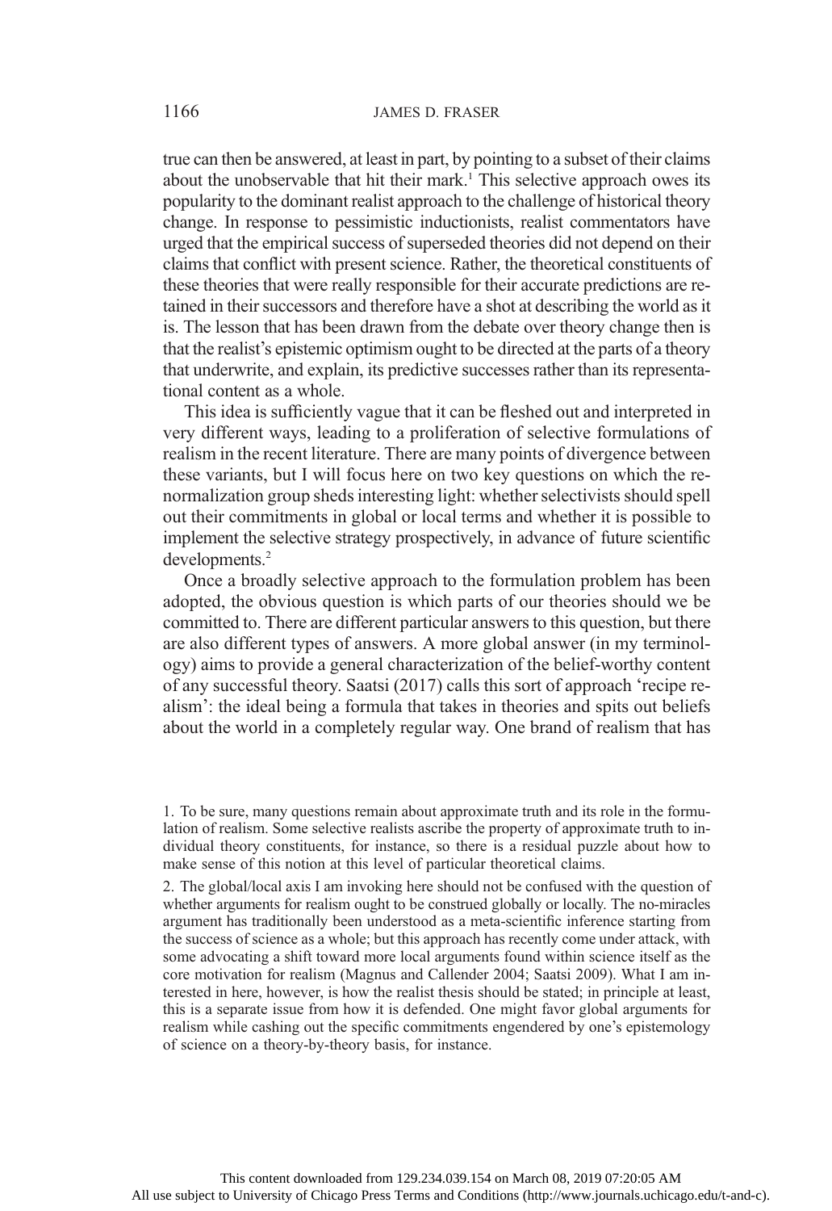true can then be answered, at least in part, by pointing to a subset of their claims about the unobservable that hit their mark.[1] This selective approach owes its popularity to the dominant realist approach to the challenge of historical theory change. In response to pessimistic inductionists, realist commentators have urged that the empirical success of superseded theories did not depend on their claims that conflict with present science. Rather, the theoretical constituents of these theories that were really responsible for their accurate predictions are retained in their successors and therefore have a shot at describing the world as it is. The lesson that has been drawn from the debate over theory change then is that the realist's epistemic optimism ought to be directed at the parts of a theory that underwrite, and explain, its predictive successes rather than its representational content as a whole.

This idea is sufficiently vague that it can be fleshed out and interpreted in very different ways, leading to a proliferation of selective formulations of realism in the recent literature. There are many points of divergence between these variants, but I will focus here on two key questions on which the renormalization group sheds interesting light: whether selectivists should spell out their commitments in global or local terms and whether it is possible to implement the selective strategy prospectively, in advance of future scientific developments.[2]

Once a broadly selective approach to the formulation problem has been adopted, the obvious question is which parts of our theories should we be committed to. There are different particular answers to this question, but there are also different types of answers. A more global answer (in my terminology) aims to provide a general characterization of the belief-worthy content of any successful theory. Saatsi (2017) calls this sort of approach 'recipe realism': the ideal being a formula that takes in theories and spits out beliefs about the world in a completely regular way. One brand of realism that has

1. To be sure, many questions remain about approximate truth and its role in the formulation of realism. Some selective realists ascribe the property of approximate truth to individual theory constituents, for instance, so there is a residual puzzle about how to make sense of this notion at this level of particular theoretical claims.

2. The global/local axis I am invoking here should not be confused with the question of whether arguments for realism ought to be construed globally or locally. The no-miracles argument has traditionally been understood as a meta-scientific inference starting from the success of science as a whole; but this approach has recently come under attack, with some advocating a shift toward more local arguments found within science itself as the core motivation for realism (Magnus and Callender 2004; Saatsi 2009). What I am interested in here, however, is how the realist thesis should be stated; in principle at least, this is a separate issue from how it is defended. One might favor global arguments for realism while cashing out the specific commitments engendered by one's epistemology of science on a theory-by-theory basis, for instance.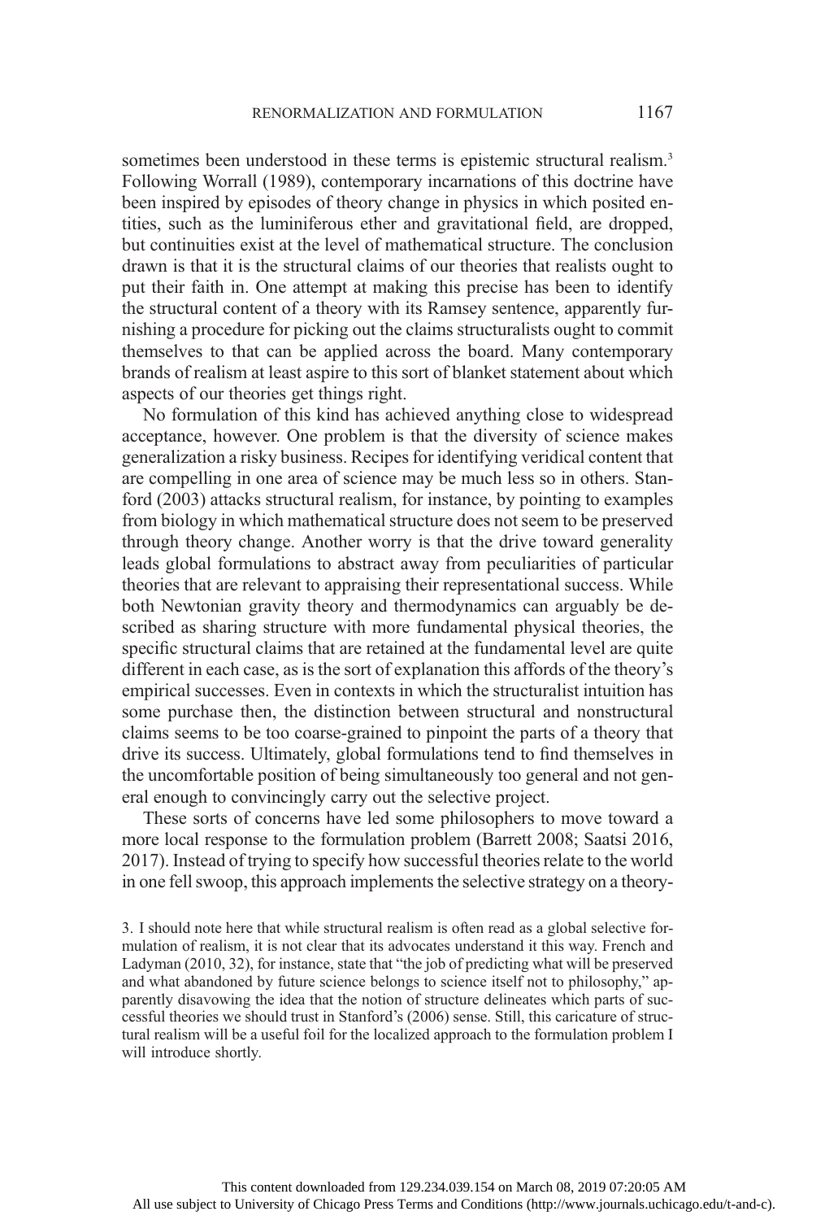sometimes been understood in these terms is epistemic structural realism.[3] Following Worrall (1989), contemporary incarnations of this doctrine have been inspired by episodes of theory change in physics in which posited entities, such as the luminiferous ether and gravitational field, are dropped, but continuities exist at the level of mathematical structure. The conclusion drawn is that it is the structural claims of our theories that realists ought to put their faith in. One attempt at making this precise has been to identify the structural content of a theory with its Ramsey sentence, apparently furnishing a procedure for picking out the claims structuralists ought to commit themselves to that can be applied across the board. Many contemporary brands of realism at least aspire to this sort of blanket statement about which aspects of our theories get things right.

No formulation of this kind has achieved anything close to widespread acceptance, however. One problem is that the diversity of science makes generalization a risky business. Recipes for identifying veridical content that are compelling in one area of science may be much less so in others. Stanford (2003) attacks structural realism, for instance, by pointing to examples from biology in which mathematical structure does not seem to be preserved through theory change. Another worry is that the drive toward generality leads global formulations to abstract away from peculiarities of particular theories that are relevant to appraising their representational success. While both Newtonian gravity theory and thermodynamics can arguably be described as sharing structure with more fundamental physical theories, the specific structural claims that are retained at the fundamental level are quite different in each case, as is the sort of explanation this affords of the theory's empirical successes. Even in contexts in which the structuralist intuition has some purchase then, the distinction between structural and nonstructural claims seems to be too coarse-grained to pinpoint the parts of a theory that drive its success. Ultimately, global formulations tend to find themselves in the uncomfortable position of being simultaneously too general and not general enough to convincingly carry out the selective project.

These sorts of concerns have led some philosophers to move toward a more local response to the formulation problem (Barrett 2008; Saatsi 2016, 2017). Instead of trying to specify how successful theories relate to the world in one fell swoop, this approach implements the selective strategy on a theory-

3. I should note here that while structural realism is often read as a global selective formulation of realism, it is not clear that its advocates understand it this way. French and Ladyman (2010, 32), for instance, state that "the job of predicting what will be preserved and what abandoned by future science belongs to science itself not to philosophy," apparently disavowing the idea that the notion of structure delineates which parts of successful theories we should trust in Stanford's (2006) sense. Still, this caricature of structural realism will be a useful foil for the localized approach to the formulation problem I will introduce shortly.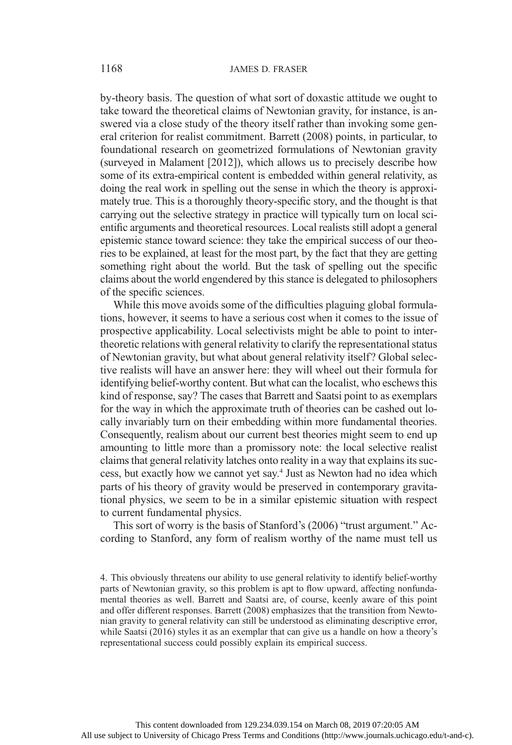by-theory basis. The question of what sort of doxastic attitude we ought to take toward the theoretical claims of Newtonian gravity, for instance, is answered via a close study of the theory itself rather than invoking some general criterion for realist commitment. Barrett (2008) points, in particular, to foundational research on geometrized formulations of Newtonian gravity (surveyed in Malament [2012]), which allows us to precisely describe how some of its extra-empirical content is embedded within general relativity, as doing the real work in spelling out the sense in which the theory is approximately true. This is a thoroughly theory-specific story, and the thought is that carrying out the selective strategy in practice will typically turn on local scientific arguments and theoretical resources. Local realists still adopt a general epistemic stance toward science: they take the empirical success of our theories to be explained, at least for the most part, by the fact that they are getting something right about the world. But the task of spelling out the specific claims about the world engendered by this stance is delegated to philosophers of the specific sciences.

While this move avoids some of the difficulties plaguing global formulations, however, it seems to have a serious cost when it comes to the issue of prospective applicability. Local selectivists might be able to point to intertheoretic relations with general relativity to clarify the representational status of Newtonian gravity, but what about general relativity itself? Global selective realists will have an answer here: they will wheel out their formula for identifying belief-worthy content. But what can the localist, who eschews this kind of response, say? The cases that Barrett and Saatsi point to as exemplars for the way in which the approximate truth of theories can be cashed out locally invariably turn on their embedding within more fundamental theories. Consequently, realism about our current best theories might seem to end up amounting to little more than a promissory note: the local selective realist claims that general relativity latches onto reality in a way that explains its success, but exactly how we cannot yet say.[4] Just as Newton had no idea which parts of his theory of gravity would be preserved in contemporary gravitational physics, we seem to be in a similar epistemic situation with respect to current fundamental physics.

This sort of worry is the basis of Stanford's (2006) "trust argument." According to Stanford, any form of realism worthy of the name must tell us

4. This obviously threatens our ability to use general relativity to identify belief-worthy parts of Newtonian gravity, so this problem is apt to flow upward, affecting nonfundamental theories as well. Barrett and Saatsi are, of course, keenly aware of this point and offer different responses. Barrett (2008) emphasizes that the transition from Newtonian gravity to general relativity can still be understood as eliminating descriptive error, while Saatsi (2016) styles it as an exemplar that can give us a handle on how a theory's representational success could possibly explain its empirical success.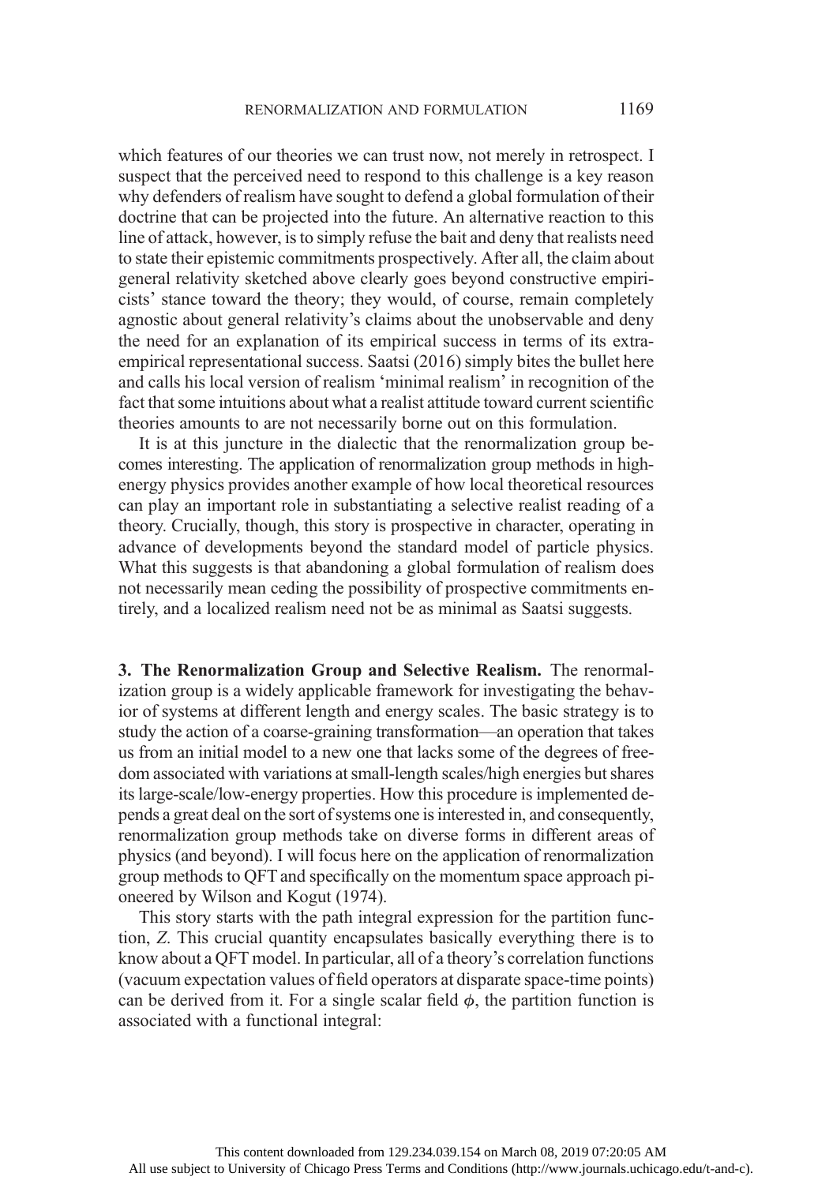which features of our theories we can trust now, not merely in retrospect. I suspect that the perceived need to respond to this challenge is a key reason why defenders of realism have sought to defend a global formulation of their doctrine that can be projected into the future. An alternative reaction to this line of attack, however, is to simply refuse the bait and deny that realists need to state their epistemic commitments prospectively. After all, the claim about general relativity sketched above clearly goes beyond constructive empiricists' stance toward the theory; they would, of course, remain completely agnostic about general relativity's claims about the unobservable and deny the need for an explanation of its empirical success in terms of its extra-empirical representational success. Saatsi (2016) simply bites the bullet here and calls his local version of realism 'minimal realism' in recognition of the fact that some intuitions about what a realist attitude toward current scientific theories amounts to are not necessarily borne out on this formulation.

It is at this juncture in the dialectic that the renormalization group becomes interesting. The application of renormalization group methods in high-energy physics provides another example of how local theoretical resources can play an important role in substantiating a selective realist reading of a theory. Crucially, though, this story is prospective in character, operating in advance of developments beyond the standard model of particle physics. What this suggests is that abandoning a global formulation of realism does not necessarily mean ceding the possibility of prospective commitments entirely, and a localized realism need not be as minimal as Saatsi suggests.

**3. The Renormalization Group and Selective Realism.** The renormalization group is a widely applicable framework for investigating the behavior of systems at different length and energy scales. The basic strategy is to study the action of a coarse-graining transformation—an operation that takes us from an initial model to a new one that lacks some of the degrees of freedom associated with variations at small-length scales/high energies but shares its large-scale/low-energy properties. How this procedure is implemented depends a great deal on the sort of systems one is interested in, and consequently, renormalization group methods take on diverse forms in different areas of physics (and beyond). I will focus here on the application of renormalization group methods to QFT and specifically on the momentum space approach pioneered by Wilson and Kogut (1974).

This story starts with the path integral expression for the partition function, $Z$. This crucial quantity encapsulates basically everything there is to know about a QFT model. In particular, all of a theory's correlation functions (vacuum expectation values of field operators at disparate space-time points) can be derived from it. For a single scalar field $\phi$, the partition function is associated with a functional integral: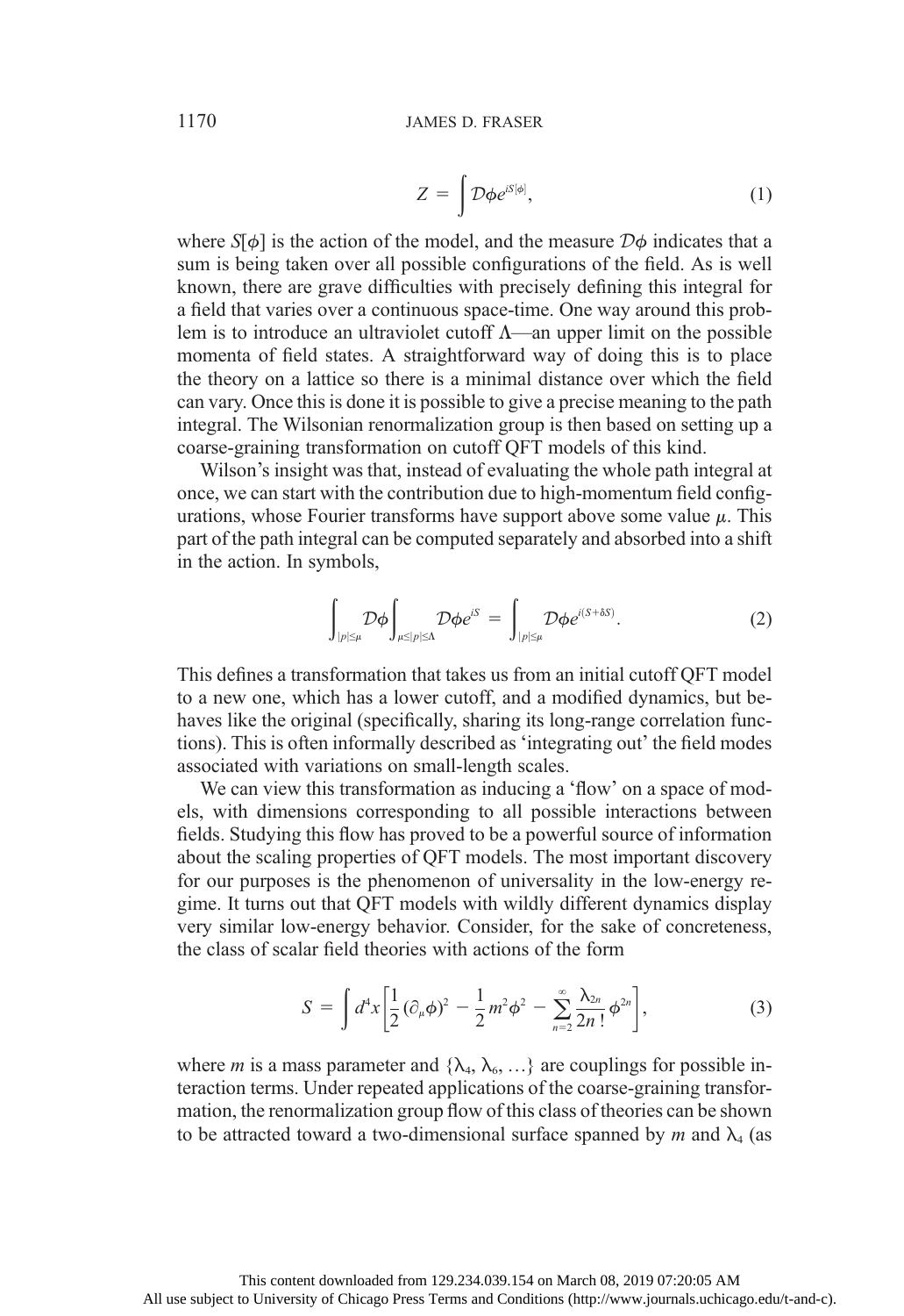$$Z = \int \mathcal{D}\phi e^{iS[\phi]}, \tag{1}$$

where $S[\phi]$ is the action of the model, and the measure $\mathcal{D}\phi$ indicates that a sum is being taken over all possible configurations of the field. As is well known, there are grave difficulties with precisely defining this integral for a field that varies over a continuous space-time. One way around this problem is to introduce an ultraviolet cutoff $\Lambda$—an upper limit on the possible momenta of field states. A straightforward way of doing this is to place the theory on a lattice so there is a minimal distance over which the field can vary. Once this is done it is possible to give a precise meaning to the path integral. The Wilsonian renormalization group is then based on setting up a coarse-graining transformation on cutoff QFT models of this kind.

Wilson's insight was that, instead of evaluating the whole path integral at once, we can start with the contribution due to high-momentum field configurations, whose Fourier transforms have support above some value $\mu$. This part of the path integral can be computed separately and absorbed into a shift in the action. In symbols,

$$\int_{|p|\leq\mu} \mathcal{D}\phi \int_{\mu\leq|p|\leq\Lambda} \mathcal{D}\phi e^{iS} = \int_{|p|\leq\mu} \mathcal{D}\phi e^{i(S+\delta S)}. \tag{2}$$

This defines a transformation that takes us from an initial cutoff QFT model to a new one, which has a lower cutoff, and a modified dynamics, but behaves like the original (specifically, sharing its long-range correlation functions). This is often informally described as 'integrating out' the field modes associated with variations on small-length scales.

We can view this transformation as inducing a 'flow' on a space of models, with dimensions corresponding to all possible interactions between fields. Studying this flow has proved to be a powerful source of information about the scaling properties of QFT models. The most important discovery for our purposes is the phenomenon of universality in the low-energy regime. It turns out that QFT models with wildly different dynamics display very similar low-energy behavior. Consider, for the sake of concreteness, the class of scalar field theories with actions of the form

$$S = \int d^4x \left[\frac{1}{2}(\partial_\mu\phi)^2 - \frac{1}{2}m^2\phi^2 - \sum_{n=2}^{\infty}\frac{\lambda_{2n}}{2n!}\phi^{2n}\right], \tag{3}$$

where $m$ is a mass parameter and $\{\lambda_4, \lambda_6, \ldots\}$ are couplings for possible interaction terms. Under repeated applications of the coarse-graining transformation, the renormalization group flow of this class of theories can be shown to be attracted toward a two-dimensional surface spanned by $m$ and $\lambda_4$ (as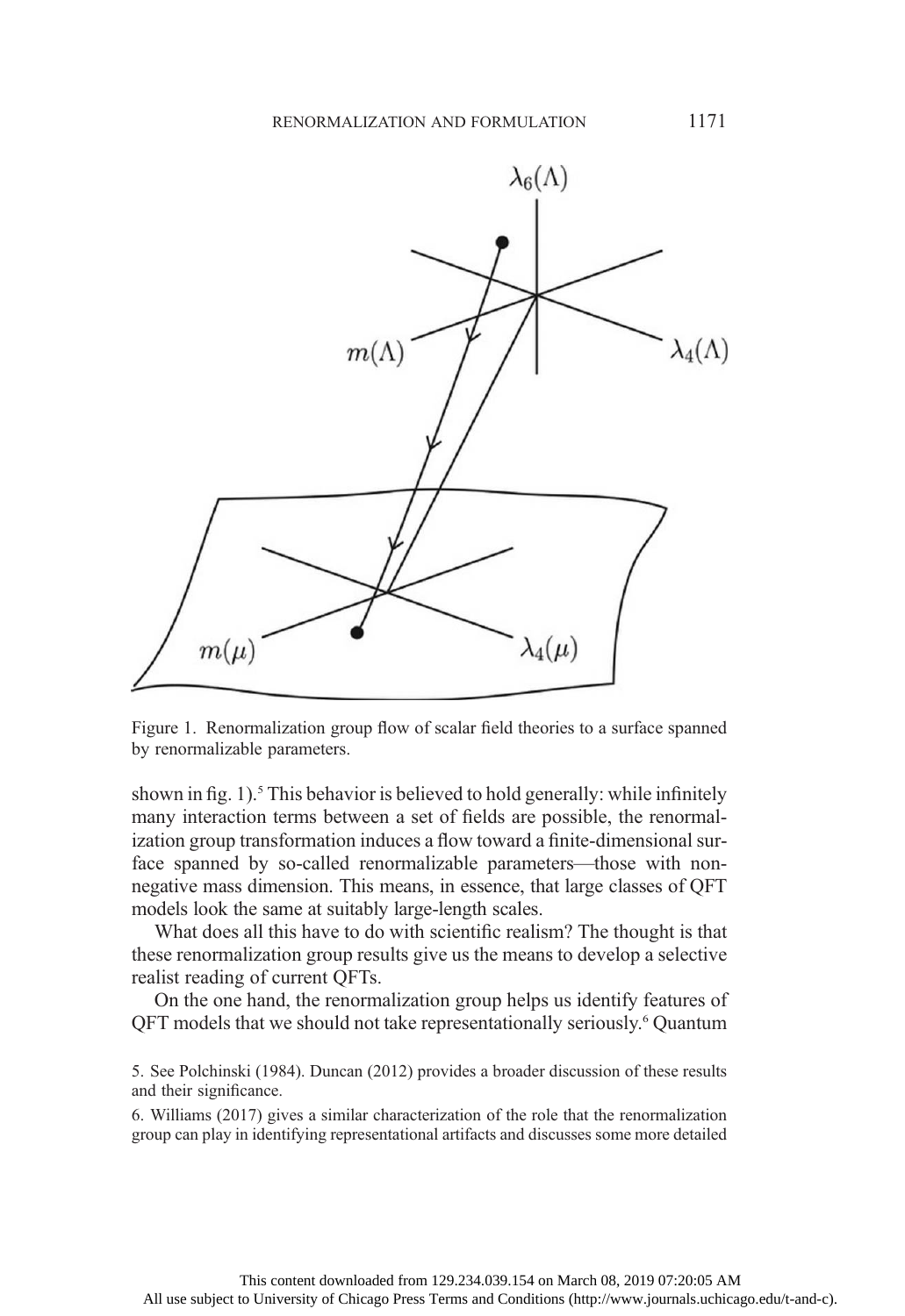Figure 1. Renormalization group flow of scalar field theories to a surface spanned by renormalizable parameters.

shown in fig. 1).[5] This behavior is believed to hold generally: while infinitely many interaction terms between a set of fields are possible, the renormalization group transformation induces a flow toward a finite-dimensional surface spanned by so-called renormalizable parameters—those with nonnegative mass dimension. This means, in essence, that large classes of QFT models look the same at suitably large-length scales.

What does all this have to do with scientific realism? The thought is that these renormalization group results give us the means to develop a selective realist reading of current QFTs.

On the one hand, the renormalization group helps us identify features of QFT models that we should not take representationally seriously.[6] Quantum

5. See Polchinski (1984). Duncan (2012) provides a broader discussion of these results and their significance.

6. Williams (2017) gives a similar characterization of the role that the renormalization group can play in identifying representational artifacts and discusses some more detailed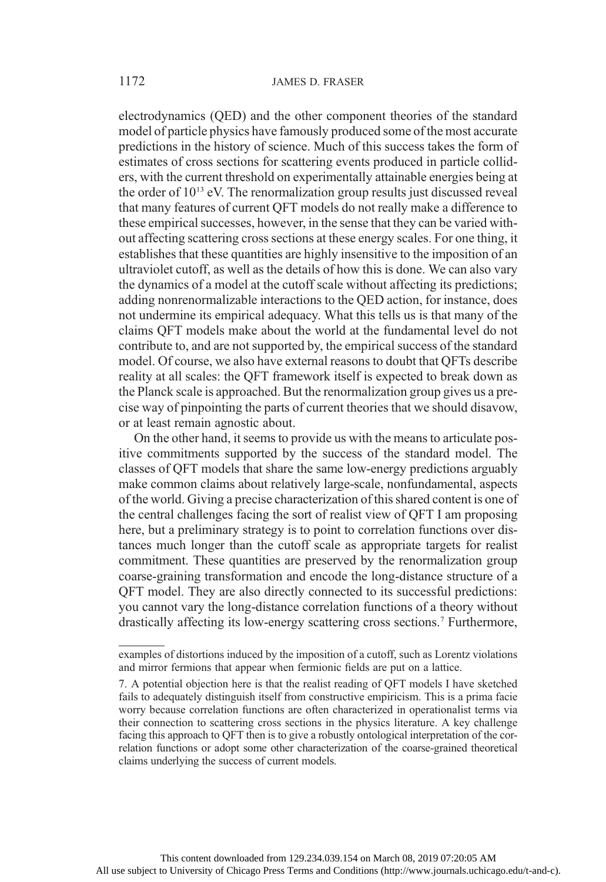electrodynamics (QED) and the other component theories of the standard model of particle physics have famously produced some of the most accurate predictions in the history of science. Much of this success takes the form of estimates of cross sections for scattering events produced in particle colliders, with the current threshold on experimentally attainable energies being at the order of $10^{13}$ eV. The renormalization group results just discussed reveal that many features of current QFT models do not really make a difference to these empirical successes, however, in the sense that they can be varied without affecting scattering cross sections at these energy scales. For one thing, it establishes that these quantities are highly insensitive to the imposition of an ultraviolet cutoff, as well as the details of how this is done. We can also vary the dynamics of a model at the cutoff scale without affecting its predictions; adding nonrenormalizable interactions to the QED action, for instance, does not undermine its empirical adequacy. What this tells us is that many of the claims QFT models make about the world at the fundamental level do not contribute to, and are not supported by, the empirical success of the standard model. Of course, we also have external reasons to doubt that QFTs describe reality at all scales: the QFT framework itself is expected to break down as the Planck scale is approached. But the renormalization group gives us a precise way of pinpointing the parts of current theories that we should disavow, or at least remain agnostic about.

On the other hand, it seems to provide us with the means to articulate positive commitments supported by the success of the standard model. The classes of QFT models that share the same low-energy predictions arguably make common claims about relatively large-scale, nonfundamental, aspects of the world. Giving a precise characterization of this shared content is one of the central challenges facing the sort of realist view of QFT I am proposing here, but a preliminary strategy is to point to correlation functions over distances much longer than the cutoff scale as appropriate targets for realist commitment. These quantities are preserved by the renormalization group coarse-graining transformation and encode the long-distance structure of a QFT model. They are also directly connected to its successful predictions: you cannot vary the long-distance correlation functions of a theory without drastically affecting its low-energy scattering cross sections.[7] Furthermore,

---

examples of distortions induced by the imposition of a cutoff, such as Lorentz violations and mirror fermions that appear when fermionic fields are put on a lattice.

7. A potential objection here is that the realist reading of QFT models I have sketched fails to adequately distinguish itself from constructive empiricism. This is a prima facie worry because correlation functions are often characterized in operationalist terms via their connection to scattering cross sections in the physics literature. A key challenge facing this approach to QFT then is to give a robustly ontological interpretation of the correlation functions or adopt some other characterization of the coarse-grained theoretical claims underlying the success of current models.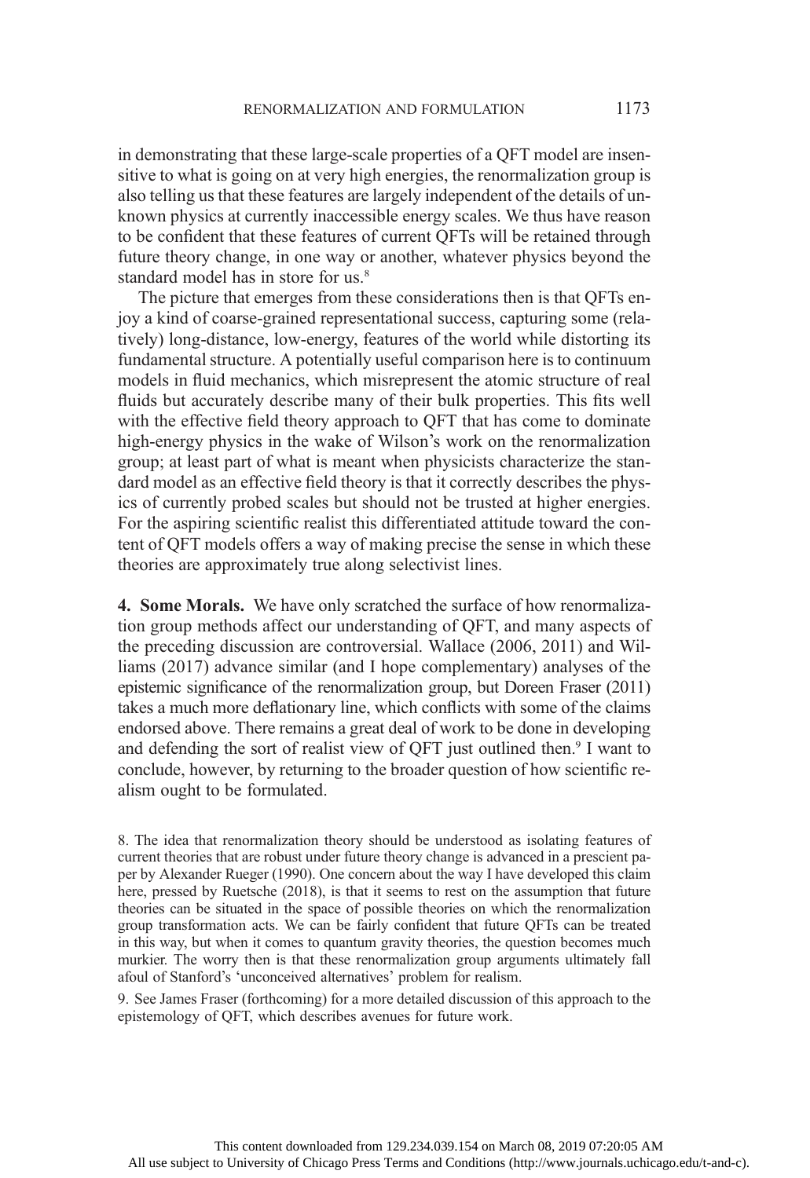in demonstrating that these large-scale properties of a QFT model are insensitive to what is going on at very high energies, the renormalization group is also telling us that these features are largely independent of the details of unknown physics at currently inaccessible energy scales. We thus have reason to be confident that these features of current QFTs will be retained through future theory change, in one way or another, whatever physics beyond the standard model has in store for us.[8]

The picture that emerges from these considerations then is that QFTs enjoy a kind of coarse-grained representational success, capturing some (relatively) long-distance, low-energy, features of the world while distorting its fundamental structure. A potentially useful comparison here is to continuum models in fluid mechanics, which misrepresent the atomic structure of real fluids but accurately describe many of their bulk properties. This fits well with the effective field theory approach to QFT that has come to dominate high-energy physics in the wake of Wilson's work on the renormalization group; at least part of what is meant when physicists characterize the standard model as an effective field theory is that it correctly describes the physics of currently probed scales but should not be trusted at higher energies. For the aspiring scientific realist this differentiated attitude toward the content of QFT models offers a way of making precise the sense in which these theories are approximately true along selectivist lines.

**4. Some Morals.** We have only scratched the surface of how renormalization group methods affect our understanding of QFT, and many aspects of the preceding discussion are controversial. Wallace (2006, 2011) and Williams (2017) advance similar (and I hope complementary) analyses of the epistemic significance of the renormalization group, but Doreen Fraser (2011) takes a much more deflationary line, which conflicts with some of the claims endorsed above. There remains a great deal of work to be done in developing and defending the sort of realist view of QFT just outlined then.[9] I want to conclude, however, by returning to the broader question of how scientific realism ought to be formulated.

8. The idea that renormalization theory should be understood as isolating features of current theories that are robust under future theory change is advanced in a prescient paper by Alexander Rueger (1990). One concern about the way I have developed this claim here, pressed by Ruetsche (2018), is that it seems to rest on the assumption that future theories can be situated in the space of possible theories on which the renormalization group transformation acts. We can be fairly confident that future QFTs can be treated in this way, but when it comes to quantum gravity theories, the question becomes much murkier. The worry then is that these renormalization group arguments ultimately fall afoul of Stanford's 'unconceived alternatives' problem for realism.

9. See James Fraser (forthcoming) for a more detailed discussion of this approach to the epistemology of QFT, which describes avenues for future work.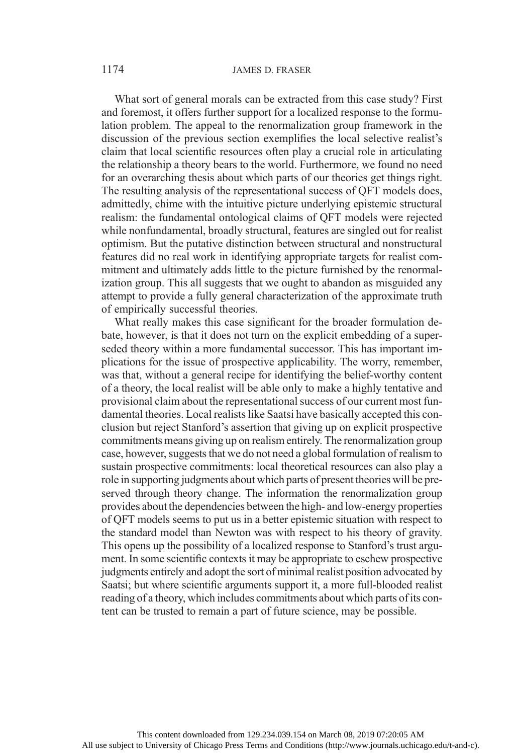What sort of general morals can be extracted from this case study? First and foremost, it offers further support for a localized response to the formulation problem. The appeal to the renormalization group framework in the discussion of the previous section exemplifies the local selective realist's claim that local scientific resources often play a crucial role in articulating the relationship a theory bears to the world. Furthermore, we found no need for an overarching thesis about which parts of our theories get things right. The resulting analysis of the representational success of QFT models does, admittedly, chime with the intuitive picture underlying epistemic structural realism: the fundamental ontological claims of QFT models were rejected while nonfundamental, broadly structural, features are singled out for realist optimism. But the putative distinction between structural and nonstructural features did no real work in identifying appropriate targets for realist commitment and ultimately adds little to the picture furnished by the renormalization group. This all suggests that we ought to abandon as misguided any attempt to provide a fully general characterization of the approximate truth of empirically successful theories.

What really makes this case significant for the broader formulation debate, however, is that it does not turn on the explicit embedding of a superseded theory within a more fundamental successor. This has important implications for the issue of prospective applicability. The worry, remember, was that, without a general recipe for identifying the belief-worthy content of a theory, the local realist will be able only to make a highly tentative and provisional claim about the representational success of our current most fundamental theories. Local realists like Saatsi have basically accepted this conclusion but reject Stanford's assertion that giving up on explicit prospective commitments means giving up on realism entirely. The renormalization group case, however, suggests that we do not need a global formulation of realism to sustain prospective commitments: local theoretical resources can also play a role in supporting judgments about which parts of present theories will be preserved through theory change. The information the renormalization group provides about the dependencies between the high- and low-energy properties of QFT models seems to put us in a better epistemic situation with respect to the standard model than Newton was with respect to his theory of gravity. This opens up the possibility of a localized response to Stanford's trust argument. In some scientific contexts it may be appropriate to eschew prospective judgments entirely and adopt the sort of minimal realist position advocated by Saatsi; but where scientific arguments support it, a more full-blooded realist reading of a theory, which includes commitments about which parts of its content can be trusted to remain a part of future science, may be possible.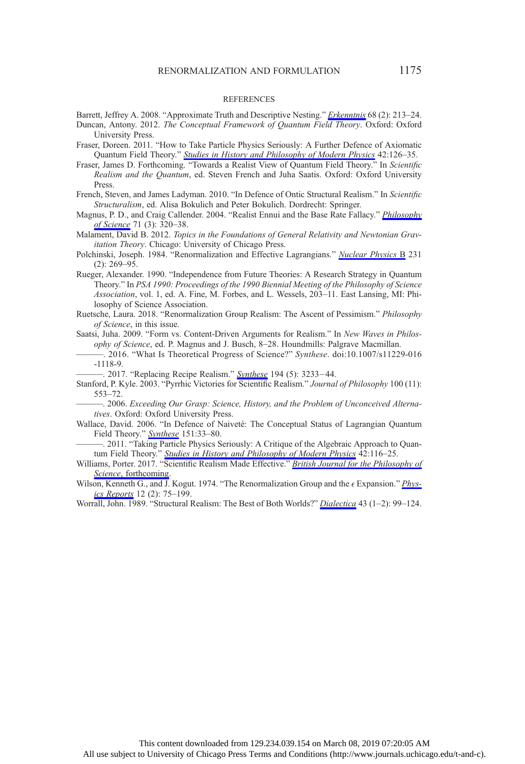## REFERENCES

Barrett, Jeffrey A. 2008. "Approximate Truth and Descriptive Nesting." *Erkenntnis* 68 (2): 213–24.

Duncan, Antony. 2012. *The Conceptual Framework of Quantum Field Theory*. Oxford: Oxford University Press.

Fraser, Doreen. 2011. "How to Take Particle Physics Seriously: A Further Defence of Axiomatic Quantum Field Theory." *Studies in History and Philosophy of Modern Physics* 42:126–35.

Fraser, James D. Forthcoming. "Towards a Realist View of Quantum Field Theory." In *Scientific Realism and the Quantum*, ed. Steven French and Juha Saatis. Oxford: Oxford University Press.

French, Steven, and James Ladyman. 2010. "In Defence of Ontic Structural Realism." In *Scientific Structuralism*, ed. Alisa Bokulich and Peter Bokulich. Dordrecht: Springer.

Magnus, P. D., and Craig Callender. 2004. "Realist Ennui and the Base Rate Fallacy." *Philosophy of Science* 71 (3): 320–38.

Malament, David B. 2012. *Topics in the Foundations of General Relativity and Newtonian Gravitation Theory*. Chicago: University of Chicago Press.

Polchinski, Joseph. 1984. "Renormalization and Effective Lagrangians." *Nuclear Physics* B 231 (2): 269–95.

Rueger, Alexander. 1990. "Independence from Future Theories: A Research Strategy in Quantum Theory." In *PSA 1990: Proceedings of the 1990 Biennial Meeting of the Philosophy of Science Association*, vol. 1, ed. A. Fine, M. Forbes, and L. Wessels, 203–11. East Lansing, MI: Philosophy of Science Association.

Ruetsche, Laura. 2018. "Renormalization Group Realism: The Ascent of Pessimism." *Philosophy of Science*, in this issue.

Saatsi, Juha. 2009. "Form vs. Content-Driven Arguments for Realism." In *New Waves in Philosophy of Science*, ed. P. Magnus and J. Busch, 8–28. Houndmills: Palgrave Macmillan.

———. 2016. "What Is Theoretical Progress of Science?" *Synthese*. doi:10.1007/s11229-016-1118-9.

———. 2017. "Replacing Recipe Realism." *Synthese* 194 (5): 3233–44.

Stanford, P. Kyle. 2003. "Pyrrhic Victories for Scientific Realism." *Journal of Philosophy* 100 (11): 553–72.

———. 2006. *Exceeding Our Grasp: Science, History, and the Problem of Unconceived Alternatives*. Oxford: Oxford University Press.

Wallace, David. 2006. "In Defence of Naiveté: The Conceptual Status of Lagrangian Quantum Field Theory." *Synthese* 151:33–80.

———. 2011. "Taking Particle Physics Seriously: A Critique of the Algebraic Approach to Quantum Field Theory." *Studies in History and Philosophy of Modern Physics* 42:116–25.

Williams, Porter. 2017. "Scientific Realism Made Effective." *British Journal for the Philosophy of Science*, forthcoming.

Wilson, Kenneth G., and J. Kogut. 1974. "The Renormalization Group and the $\epsilon$ Expansion." *Physics Reports* 12 (2): 75–199.

Worrall, John. 1989. "Structural Realism: The Best of Both Worlds?" *Dialectica* 43 (1–2): 99–124.